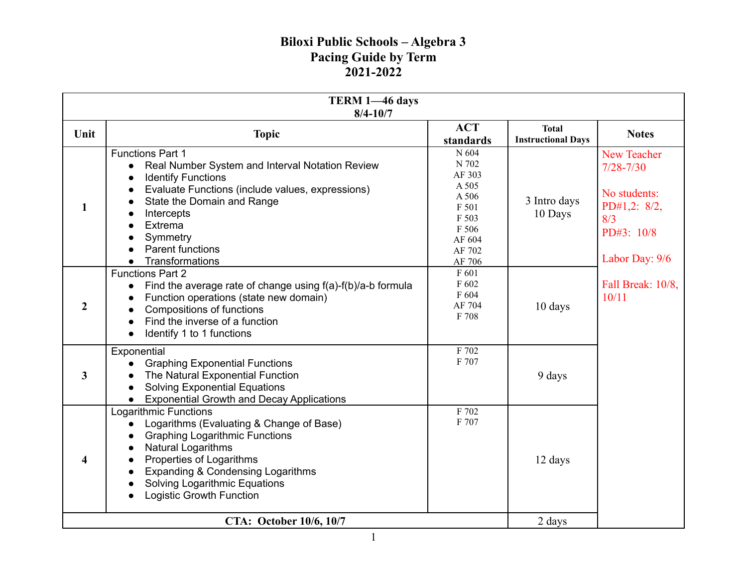# Biloxi Public Schools – Algebra 3
## Pacing Guide by Term
## 2021-2022

| TERM 1—46 days 8/4-10/7 | | | | |
|---|---|---|---|---|
| **Unit** | **Topic** | **ACT standards** | **Total Instructional Days** | **Notes** |
| **1** | Functions Part 1<br>• Real Number System and Interval Notation Review<br>• Identify Functions<br>• Evaluate Functions (include values, expressions)<br>• State the Domain and Range<br>• Intercepts<br>• Extrema<br>• Symmetry<br>• Parent functions<br>• Transformations | N 604<br>N 702<br>AF 303<br>A 505<br>A 506<br>F 501<br>F 503<br>F 506<br>AF 604<br>AF 702<br>AF 706 | 3 Intro days<br>10 Days | New Teacher 7/28-7/30<br><br>No students: PD#1,2: 8/2, 8/3<br>PD#3: 10/8<br><br>Labor Day: 9/6<br><br>Fall Break: 10/8, 10/11 |
| **2** | Functions Part 2<br>• Find the average rate of change using f(a)-f(b)/a-b formula<br>• Function operations (state new domain)<br>• Compositions of functions<br>• Find the inverse of a function<br>• Identify 1 to 1 functions | F 601<br>F 602<br>F 604<br>AF 704<br>F 708 | 10 days | |
| **3** | Exponential<br>• Graphing Exponential Functions<br>• The Natural Exponential Function<br>• Solving Exponential Equations<br>• Exponential Growth and Decay Applications | F 702<br>F 707 | 9 days | |
| **4** | Logarithmic Functions<br>• Logarithms (Evaluating & Change of Base)<br>• Graphing Logarithmic Functions<br>• Natural Logarithms<br>• Properties of Logarithms<br>• Expanding & Condensing Logarithms<br>• Solving Logarithmic Equations<br>• Logistic Growth Function | F 702<br>F 707 | 12 days | |
| **CTA: October 10/6, 10/7** | | | 2 days | |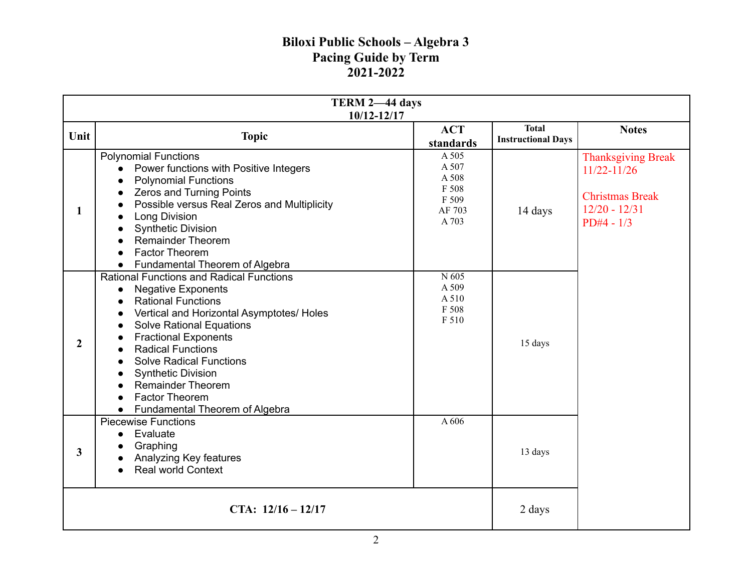# Biloxi Public Schools – Algebra 3
## Pacing Guide by Term
## 2021-2022

| TERM 2—44 days 10/12-12/17 | | | | |
|---|---|---|---|---|
| **Unit** | **Topic** | **ACT standards** | **Total Instructional Days** | **Notes** |
| 1 | Polynomial Functions<br>• Power functions with Positive Integers<br>• Polynomial Functions<br>• Zeros and Turning Points<br>• Possible versus Real Zeros and Multiplicity<br>• Long Division<br>• Synthetic Division<br>• Remainder Theorem<br>• Factor Theorem<br>• Fundamental Theorem of Algebra | A 505<br>A 507<br>A 508<br>F 508<br>F 509<br>AF 703<br>A 703 | 14 days | Thanksgiving Break 11/22-11/26<br><br>Christmas Break 12/20 - 12/31<br>PD#4 - 1/3 |
| 2 | Rational Functions and Radical Functions<br>• Negative Exponents<br>• Rational Functions<br>• Vertical and Horizontal Asymptotes/ Holes<br>• Solve Rational Equations<br>• Fractional Exponents<br>• Radical Functions<br>• Solve Radical Functions<br>• Synthetic Division<br>• Remainder Theorem<br>• Factor Theorem<br>• Fundamental Theorem of Algebra | N 605<br>A 509<br>A 510<br>F 508<br>F 510 | 15 days | |
| 3 | Piecewise Functions<br>• Evaluate<br>• Graphing<br>• Analyzing Key features<br>• Real world Context | A 606 | 13 days | |
| **CTA: 12/16 – 12/17** | | | 2 days | |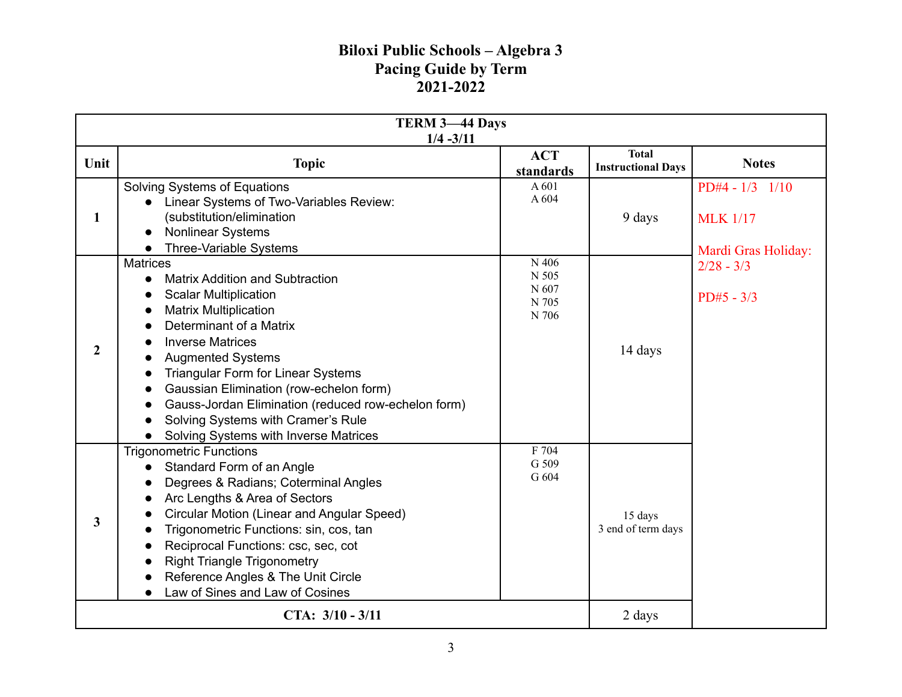# Biloxi Public Schools – Algebra 3
## Pacing Guide by Term
## 2021-2022

| TERM 3—44 Days<br>1/4 -3/11 | | | | |
|---|---|---|---|---|
| **Unit** | **Topic** | **ACT standards** | **Total Instructional Days** | **Notes** |
| 1 | Solving Systems of Equations<br>● Linear Systems of Two-Variables Review: (substitution/elimination<br>● Nonlinear Systems<br>● Three-Variable Systems | A 601<br>A 604 | 9 days | PD#4 - 1/3 1/10<br><br>MLK 1/17<br><br>Mardi Gras Holiday: 2/28 - 3/3<br><br>PD#5 - 3/3 |
| 2 | Matrices<br>● Matrix Addition and Subtraction<br>● Scalar Multiplication<br>● Matrix Multiplication<br>● Determinant of a Matrix<br>● Inverse Matrices<br>● Augmented Systems<br>● Triangular Form for Linear Systems<br>● Gaussian Elimination (row-echelon form)<br>● Gauss-Jordan Elimination (reduced row-echelon form)<br>● Solving Systems with Cramer's Rule<br>● Solving Systems with Inverse Matrices | N 406<br>N 505<br>N 607<br>N 705<br>N 706 | 14 days | |
| 3 | Trigonometric Functions<br>● Standard Form of an Angle<br>● Degrees & Radians; Coterminal Angles<br>● Arc Lengths & Area of Sectors<br>● Circular Motion (Linear and Angular Speed)<br>● Trigonometric Functions: sin, cos, tan<br>● Reciprocal Functions: csc, sec, cot<br>● Right Triangle Trigonometry<br>● Reference Angles & The Unit Circle<br>● Law of Sines and Law of Cosines | F 704<br>G 509<br>G 604 | 15 days<br>3 end of term days | |
| **CTA: 3/10 - 3/11** | | | 2 days | |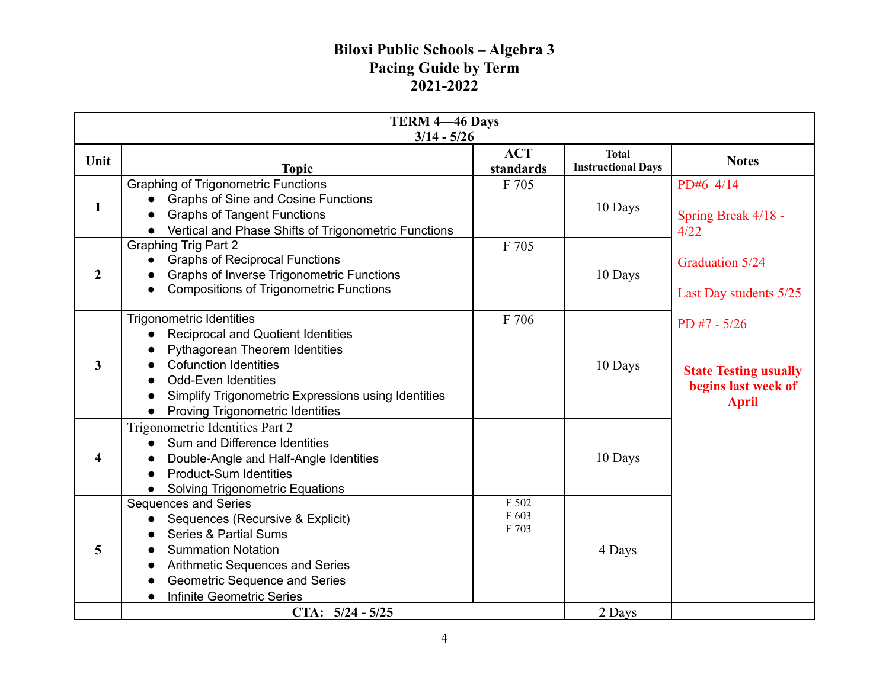# Biloxi Public Schools – Algebra 3
# Pacing Guide by Term
# 2021-2022

| TERM 4—46 Days 3/14 - 5/26 | | | | |
|---|---|---|---|---|
| **Unit** | **Topic** | **ACT standards** | **Total Instructional Days** | **Notes** |
| **1** | Graphing of Trigonometric Functions<br>● Graphs of Sine and Cosine Functions<br>● Graphs of Tangent Functions<br>● Vertical and Phase Shifts of Trigonometric Functions | F 705 | 10 Days | PD#6 4/14<br><br>Spring Break 4/18 - 4/22<br><br>Graduation 5/24<br><br>Last Day students 5/25<br><br>PD #7 - 5/26<br><br>**State Testing usually begins last week of April** |
| **2** | Graphing Trig Part 2<br>● Graphs of Reciprocal Functions<br>● Graphs of Inverse Trigonometric Functions<br>● Compositions of Trigonometric Functions | F 705 | 10 Days | |
| **3** | Trigonometric Identities<br>● Reciprocal and Quotient Identities<br>● Pythagorean Theorem Identities<br>● Cofunction Identities<br>● Odd-Even Identities<br>● Simplify Trigonometric Expressions using Identities<br>● Proving Trigonometric Identities | F 706 | 10 Days | |
| **4** | Trigonometric Identities Part 2<br>● Sum and Difference Identities<br>● Double-Angle and Half-Angle Identities<br>● Product-Sum Identities<br>● Solving Trigonometric Equations | | 10 Days | |
| **5** | Sequences and Series<br>● Sequences (Recursive & Explicit)<br>● Series & Partial Sums<br>● Summation Notation<br>● Arithmetic Sequences and Series<br>● Geometric Sequence and Series<br>● Infinite Geometric Series | F 502<br>F 603<br>F 703 | 4 Days | |
| | **CTA: 5/24 - 5/25** | | 2 Days | |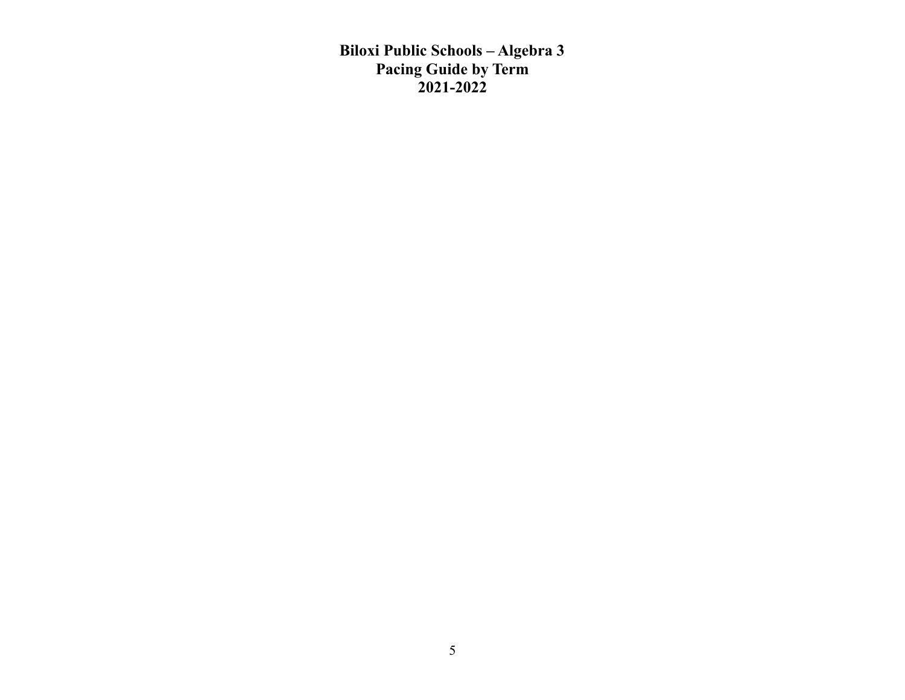**Biloxi Public Schools – Algebra 3**
**Pacing Guide by Term**
**2021-2022**